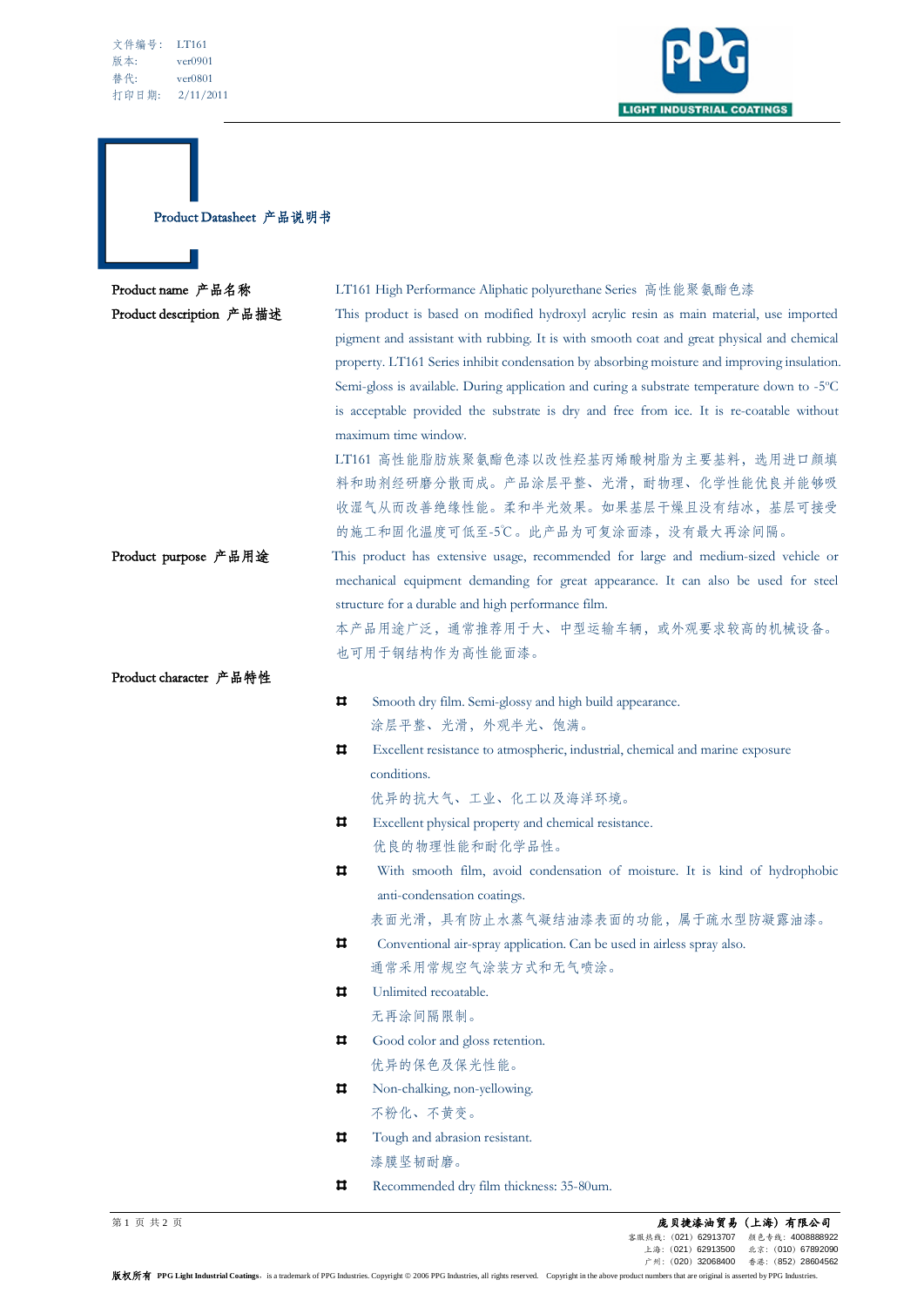文件编号： LT161
版本： ver0901
替代： ver0801
打印日期： 2/11/2011

LIGHT INDUSTRIAL COATINGS

# Product Datasheet 产品说明书

**Product name 产品名称**

LT161 High Performance Aliphatic polyurethane Series 高性能聚氨酯色漆

**Product description 产品描述**

This product is based on modified hydroxyl acrylic resin as main material, use imported pigment and assistant with rubbing. It is with smooth coat and great physical and chemical property. LT161 Series inhibit condensation by absorbing moisture and improving insulation. Semi-gloss is available. During application and curing a substrate temperature down to -5°C is acceptable provided the substrate is dry and free from ice. It is re-coatable without maximum time window.

LT161 高性能脂肪族聚氨酯色漆以改性羟基丙烯酸树脂为主要基料，选用进口颜填料和助剂经研磨分散而成。产品涂层平整、光滑，耐物理、化学性能优良并能够吸收湿气从而改善绝缘性能。柔和半光效果。如果基层干燥且没有结冰，基层可接受的施工和固化温度可低至-5℃。此产品为可复涂面漆，没有最大再涂间隔。

**Product purpose 产品用途**

This product has extensive usage, recommended for large and medium-sized vehicle or mechanical equipment demanding for great appearance. It can also be used for steel structure for a durable and high performance film.

本产品用途广泛，通常推荐用于大、中型运输车辆，或外观要求较高的机械设备。也可用于钢结构作为高性能面漆。

**Product character 产品特性**

- Smooth dry film. Semi-glossy and high build appearance.
  涂层平整、光滑，外观半光、饱满。
- Excellent resistance to atmospheric, industrial, chemical and marine exposure conditions.
  优异的抗大气、工业、化工以及海洋环境。
- Excellent physical property and chemical resistance.
  优良的物理性能和耐化学品性。
- With smooth film, avoid condensation of moisture. It is kind of hydrophobic anti-condensation coatings.
  表面光滑，具有防止水蒸气凝结油漆表面的功能，属于疏水型防凝露油漆。
- Conventional air-spray application. Can be used in airless spray also.
  通常采用常规空气涂装方式和无气喷涂。
- Unlimited recoatable.
  无再涂间隔限制。
- Good color and gloss retention.
  优异的保色及保光性能。
- Non-chalking, non-yellowing.
  不粉化、不黄变。
- Tough and abrasion resistant.
  漆膜坚韧耐磨。
- Recommended dry film thickness: 35-80um.

**庞贝捷漆油贸易（上海）有限公司**
客服热线：(021) 62913707 颜色专线：4008888922
上海：(021) 62913500 北京：(010) 67892090
广州：(020) 32068400 香港：(852) 28604562

**版权所有 PPG Light Industrial Coatings**. is a trademark of PPG Industries. Copyright © 2006 PPG Industries, all rights reserved. Copyright in the above product numbers that are original is asserted by PPG Industries.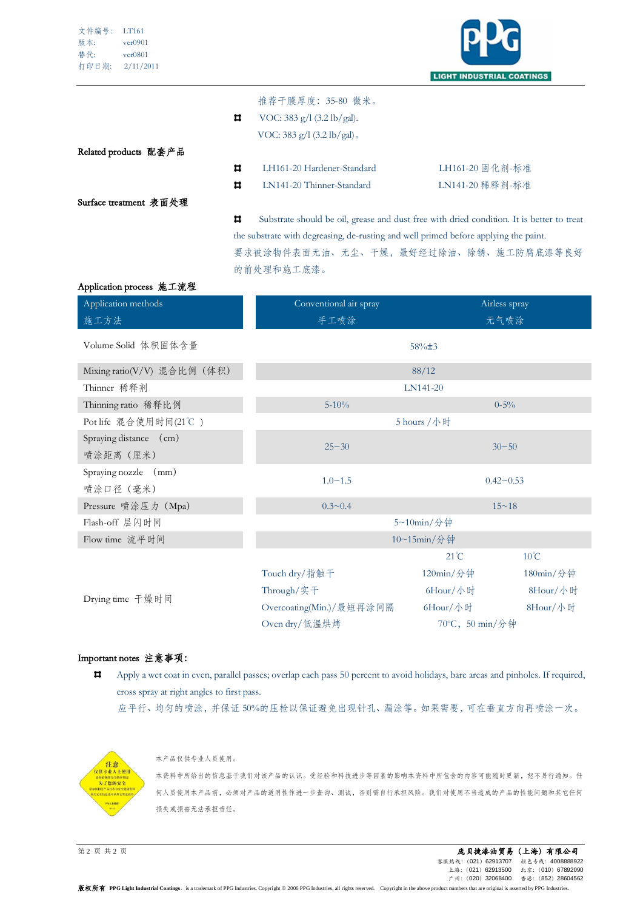文件编号： LT161
版本： ver0901
替代： ver0801
打印日期： 2/11/2011

推荐干膜厚度：35-80 微米。

- VOC: 383 g/l (3.2 lb/gal).
  VOC: 383 g/l (3.2 lb/gal)。

**Related products 配套产品**

- LH161-20 Hardener-Standard　　LH161-20 固化剂-标准
- LN141-20 Thinner-Standard　　LN141-20 稀释剂-标准

**Surface treatment 表面处理**

- Substrate should be oil, grease and dust free with dried condition. It is better to treat the substrate with degreasing, de-rusting and well primed before applying the paint.
  要求被涂物件表面无油、无尘、干燥，最好经过除油、除锈、施工防腐底漆等良好的前处理和施工底漆。

**Application process 施工流程**

| Application methods 施工方法 | Conventional air spray 手工喷涂 | | Airless spray 无气喷涂 |
|---|---|---|---|
| Volume Solid 体积固体含量 | 58%±3 | | |
| Mixing ratio(V/V) 混合比例（体积） | 88/12 | | |
| Thinner 稀释剂 | LN141-20 | | |
| Thinning ratio 稀释比例 | 5-10% | | 0-5% |
| Pot life 混合使用时间(21℃ ) | 5 hours / 小时 | | |
| Spraying distance (cm) 喷涂距离（厘米） | 25~30 | | 30~50 |
| Spraying nozzle (mm) 喷涂口径（毫米） | 1.0~1.5 | | 0.42~0.53 |
| Pressure 喷涂压力（Mpa) | 0.3~0.4 | | 15~18 |
| Flash-off 层闪时间 | 5~10min/分钟 | | |
| Flow time 流平时间 | 10~15min/分钟 | | |
| Drying time 干燥时间 | | 21℃ | 10℃ |
| | Touch dry/指触干 | 120min/分钟 | 180min/分钟 |
| | Through/实干 | 6Hour/小时 | 8Hour/小时 |
| | Overcoating(Min.)/最短再涂间隔 | 6Hour/小时 | 8Hour/小时 |
| | Oven dry/低温烘烤 | 70℃，50 min/分钟 | |

**Important notes 注意事项：**

- Apply a wet coat in even, parallel passes; overlap each pass 50 percent to avoid holidays, bare areas and pinholes. If required, cross spray at right angles to first pass.
  应平行、均匀的喷涂，并保证 50%的压枪以保证避免出现针孔、漏涂等。如果需要，可在垂直方向再喷涂一次。

本产品仅供专业人员使用。

本资料中所给出的信息基于我们对该产品的认识。受经验和科技进步等因素的影响本资料中所包含的内容可能随时更新，恕不另行通知。任何人员使用本产品前，必须对产品的适用性作进一步查询、测试，否则需自行承担风险。我们对使用不当造成的产品的性能问题和其它任何损失或损害无法承担责任。

**庞贝捷漆油贸易（上海）有限公司**
客服热线：(021) 62913707　颜色专线：4008888922
上海：(021) 62913500　北京：(010) 67892090
广州：(020) 32068400　香港：(852) 28604562

**版权所有 PPG Light Industrial Coatings**. is a trademark of PPG Industries. Copyright © 2006 PPG Industries, all rights reserved. Copyright in the above product numbers that are original is asserted by PPG Industries.